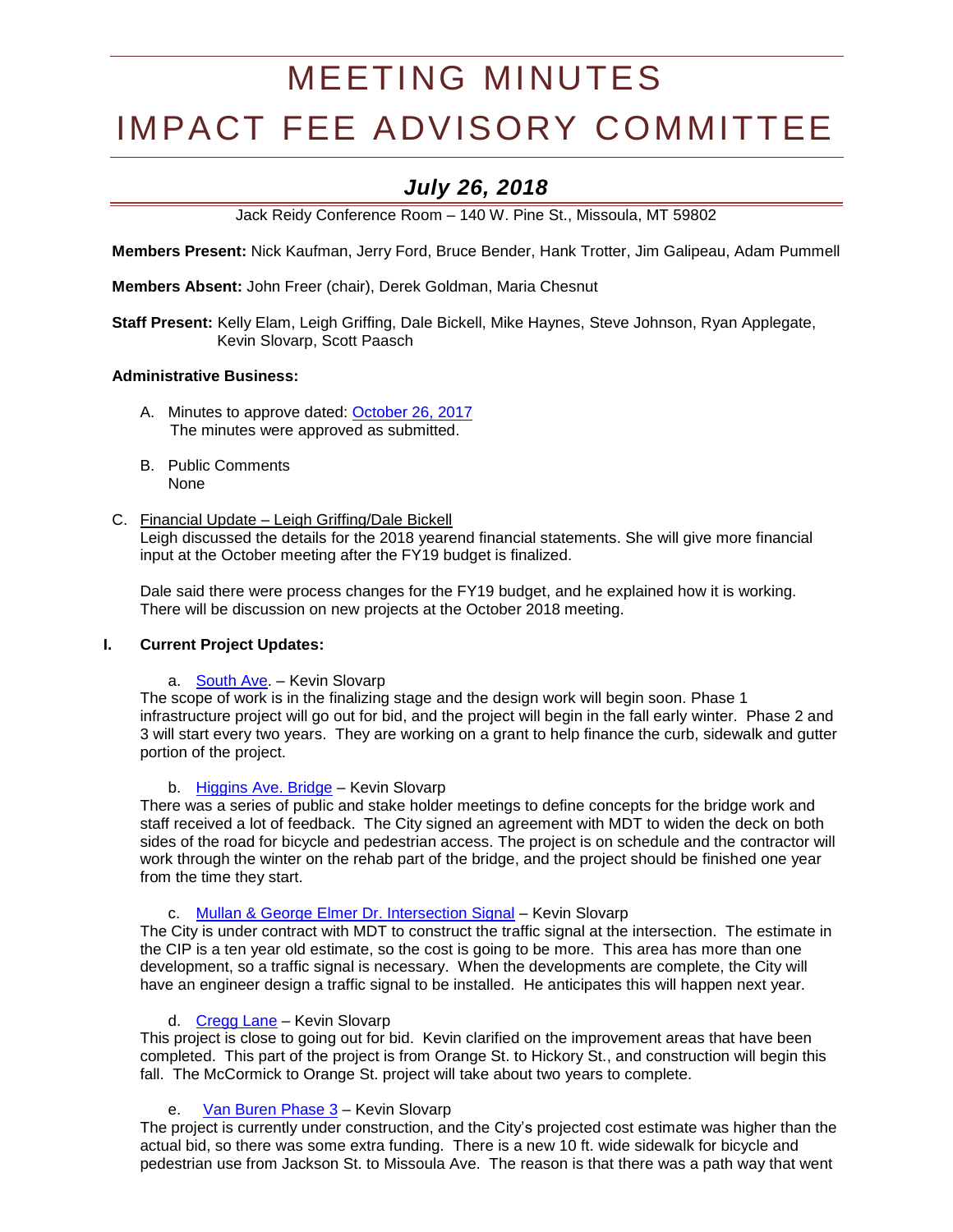# MEETING MINUTES

# IMPACT FEE ADVISORY COMMITTEE

## *July 26, 2018*

Jack Reidy Conference Room – 140 W. Pine St., Missoula, MT 59802

**Members Present:** Nick Kaufman, Jerry Ford, Bruce Bender, Hank Trotter, Jim Galipeau, Adam Pummell

**Members Absent:** John Freer (chair), Derek Goldman, Maria Chesnut

**Staff Present:** Kelly Elam, Leigh Griffing, Dale Bickell, Mike Haynes, Steve Johnson, Ryan Applegate, Kevin Slovarp, Scott Paasch

**Administrative Business:**

A. Minutes to approve dated: October 26, 2017
The minutes were approved as submitted.

B. Public Comments
None

C. Financial Update – Leigh Griffing/Dale Bickell
Leigh discussed the details for the 2018 yearend financial statements. She will give more financial input at the October meeting after the FY19 budget is finalized.

Dale said there were process changes for the FY19 budget, and he explained how it is working. There will be discussion on new projects at the October 2018 meeting.

**I. Current Project Updates:**

a. South Ave. – Kevin Slovarp
The scope of work is in the finalizing stage and the design work will begin soon. Phase 1 infrastructure project will go out for bid, and the project will begin in the fall early winter. Phase 2 and 3 will start every two years. They are working on a grant to help finance the curb, sidewalk and gutter portion of the project.

b. Higgins Ave. Bridge – Kevin Slovarp
There was a series of public and stake holder meetings to define concepts for the bridge work and staff received a lot of feedback. The City signed an agreement with MDT to widen the deck on both sides of the road for bicycle and pedestrian access. The project is on schedule and the contractor will work through the winter on the rehab part of the bridge, and the project should be finished one year from the time they start.

c. Mullan & George Elmer Dr. Intersection Signal – Kevin Slovarp
The City is under contract with MDT to construct the traffic signal at the intersection. The estimate in the CIP is a ten year old estimate, so the cost is going to be more. This area has more than one development, so a traffic signal is necessary. When the developments are complete, the City will have an engineer design a traffic signal to be installed. He anticipates this will happen next year.

d. Cregg Lane – Kevin Slovarp
This project is close to going out for bid. Kevin clarified on the improvement areas that have been completed. This part of the project is from Orange St. to Hickory St., and construction will begin this fall. The McCormick to Orange St. project will take about two years to complete.

e. Van Buren Phase 3 – Kevin Slovarp
The project is currently under construction, and the City's projected cost estimate was higher than the actual bid, so there was some extra funding. There is a new 10 ft. wide sidewalk for bicycle and pedestrian use from Jackson St. to Missoula Ave. The reason is that there was a path way that went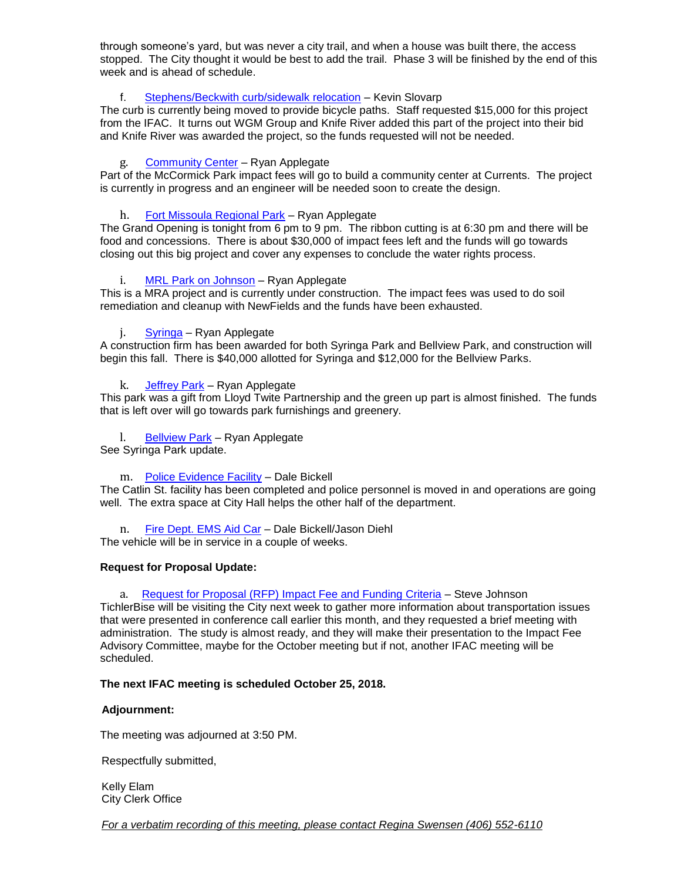through someone's yard, but was never a city trail, and when a house was built there, the access stopped. The City thought it would be best to add the trail. Phase 3 will be finished by the end of this week and is ahead of schedule.

f. Stephens/Beckwith curb/sidewalk relocation – Kevin Slovarp
The curb is currently being moved to provide bicycle paths. Staff requested $15,000 for this project from the IFAC. It turns out WGM Group and Knife River added this part of the project into their bid and Knife River was awarded the project, so the funds requested will not be needed.

g. Community Center – Ryan Applegate
Part of the McCormick Park impact fees will go to build a community center at Currents. The project is currently in progress and an engineer will be needed soon to create the design.

h. Fort Missoula Regional Park – Ryan Applegate
The Grand Opening is tonight from 6 pm to 9 pm. The ribbon cutting is at 6:30 pm and there will be food and concessions. There is about $30,000 of impact fees left and the funds will go towards closing out this big project and cover any expenses to conclude the water rights process.

i. MRL Park on Johnson – Ryan Applegate
This is a MRA project and is currently under construction. The impact fees was used to do soil remediation and cleanup with NewFields and the funds have been exhausted.

j. Syringa – Ryan Applegate
A construction firm has been awarded for both Syringa Park and Bellview Park, and construction will begin this fall. There is $40,000 allotted for Syringa and $12,000 for the Bellview Parks.

k. Jeffrey Park – Ryan Applegate
This park was a gift from Lloyd Twite Partnership and the green up part is almost finished. The funds that is left over will go towards park furnishings and greenery.

l. Bellview Park – Ryan Applegate
See Syringa Park update.

m. Police Evidence Facility – Dale Bickell
The Catlin St. facility has been completed and police personnel is moved in and operations are going well. The extra space at City Hall helps the other half of the department.

n. Fire Dept. EMS Aid Car – Dale Bickell/Jason Diehl
The vehicle will be in service in a couple of weeks.

**Request for Proposal Update:**

a. Request for Proposal (RFP) Impact Fee and Funding Criteria – Steve Johnson
TichlerBise will be visiting the City next week to gather more information about transportation issues that were presented in conference call earlier this month, and they requested a brief meeting with administration. The study is almost ready, and they will make their presentation to the Impact Fee Advisory Committee, maybe for the October meeting but if not, another IFAC meeting will be scheduled.

**The next IFAC meeting is scheduled October 25, 2018.**

**Adjournment:**

The meeting was adjourned at 3:50 PM.

Respectfully submitted,

Kelly Elam
City Clerk Office

*For a verbatim recording of this meeting, please contact Regina Swensen (406) 552-6110*